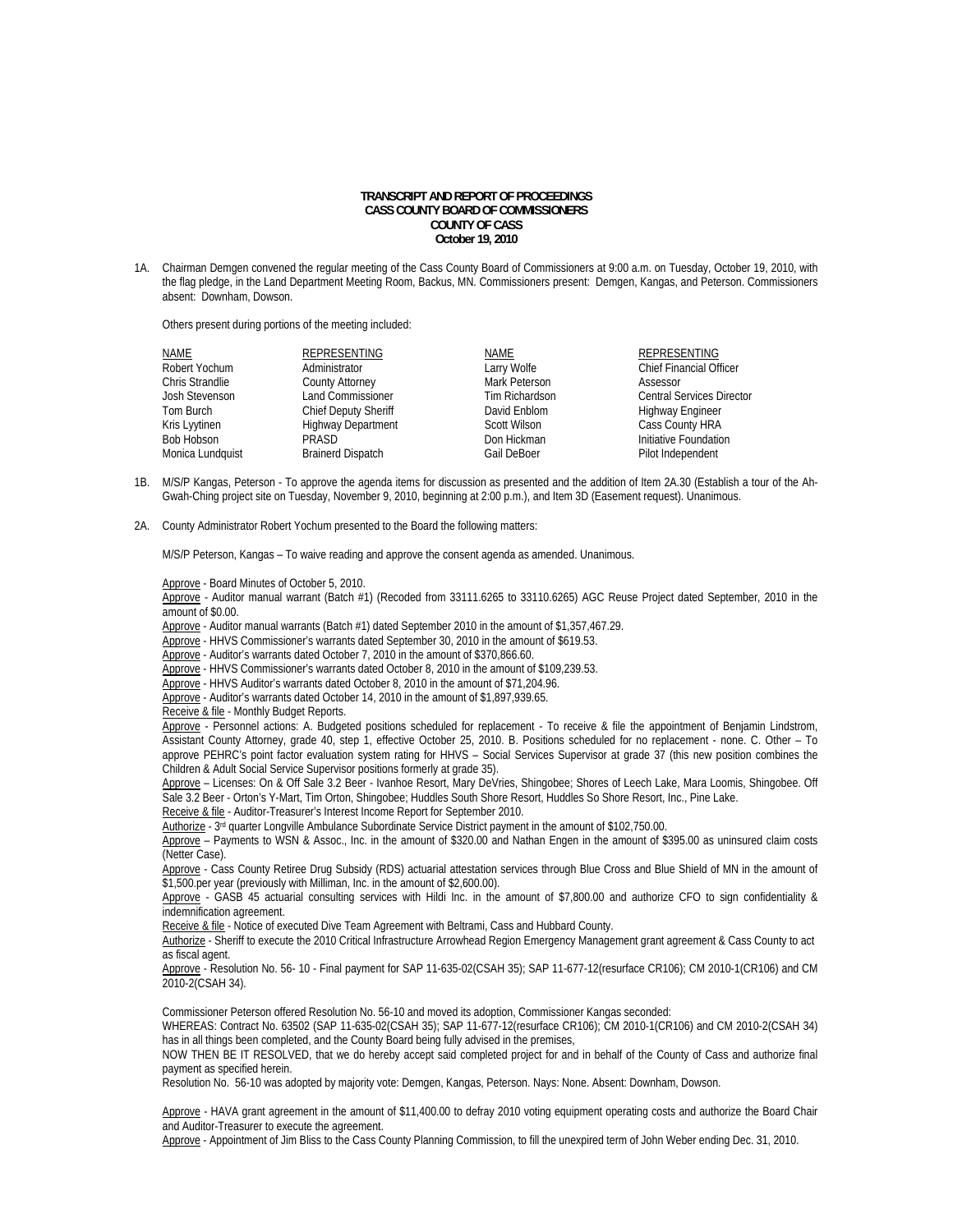**TRANSCRIPT AND REPORT OF PROCEEDINGS**
**CASS COUNTY BOARD OF COMMISSIONERS**
**COUNTY OF CASS**
**October 19, 2010**

1A. Chairman Demgen convened the regular meeting of the Cass County Board of Commissioners at 9:00 a.m. on Tuesday, October 19, 2010, with the flag pledge, in the Land Department Meeting Room, Backus, MN. Commissioners present: Demgen, Kangas, and Peterson. Commissioners absent: Downham, Dowson.

Others present during portions of the meeting included:

| NAME | REPRESENTING | NAME | REPRESENTING |
|---|---|---|---|
| Robert Yochum | Administrator | Larry Wolfe | Chief Financial Officer |
| Chris Strandlie | County Attorney | Mark Peterson | Assessor |
| Josh Stevenson | Land Commissioner | Tim Richardson | Central Services Director |
| Tom Burch | Chief Deputy Sheriff | David Enblom | Highway Engineer |
| Kris Lyytinen | Highway Department | Scott Wilson | Cass County HRA |
| Bob Hobson | PRASD | Don Hickman | Initiative Foundation |
| Monica Lundquist | Brainerd Dispatch | Gail DeBoer | Pilot Independent |

1B. M/S/P Kangas, Peterson - To approve the agenda items for discussion as presented and the addition of Item 2A.30 (Establish a tour of the Ah-Gwah-Ching project site on Tuesday, November 9, 2010, beginning at 2:00 p.m.), and Item 3D (Easement request). Unanimous.

2A. County Administrator Robert Yochum presented to the Board the following matters:

M/S/P Peterson, Kangas – To waive reading and approve the consent agenda as amended. Unanimous.

Approve - Board Minutes of October 5, 2010.
Approve - Auditor manual warrant (Batch #1) (Recoded from 33111.6265 to 33110.6265) AGC Reuse Project dated September, 2010 in the amount of $0.00.
Approve - Auditor manual warrants (Batch #1) dated September 2010 in the amount of $1,357,467.29.
Approve - HHVS Commissioner's warrants dated September 30, 2010 in the amount of $619.53.
Approve - Auditor's warrants dated October 7, 2010 in the amount of $370,866.60.
Approve - HHVS Commissioner's warrants dated October 8, 2010 in the amount of $109,239.53.
Approve - HHVS Auditor's warrants dated October 8, 2010 in the amount of $71,204.96.
Approve - Auditor's warrants dated October 14, 2010 in the amount of $1,897,939.65.
Receive & file - Monthly Budget Reports.
Approve - Personnel actions: A. Budgeted positions scheduled for replacement - To receive & file the appointment of Benjamin Lindstrom, Assistant County Attorney, grade 40, step 1, effective October 25, 2010. B. Positions scheduled for no replacement - none. C. Other – To approve PEHRC's point factor evaluation system rating for HHVS – Social Services Supervisor at grade 37 (this new position combines the Children & Adult Social Service Supervisor positions formerly at grade 35).
Approve – Licenses: On & Off Sale 3.2 Beer - Ivanhoe Resort, Mary DeVries, Shingobee; Shores of Leech Lake, Mara Loomis, Shingobee. Off Sale 3.2 Beer - Orton's Y-Mart, Tim Orton, Shingobee; Huddles South Shore Resort, Huddles So Shore Resort, Inc., Pine Lake.
Receive & file - Auditor-Treasurer's Interest Income Report for September 2010.
Authorize - 3rd quarter Longville Ambulance Subordinate Service District payment in the amount of $102,750.00.
Approve – Payments to WSN & Assoc., Inc. in the amount of $320.00 and Nathan Engen in the amount of $395.00 as uninsured claim costs (Netter Case).
Approve - Cass County Retiree Drug Subsidy (RDS) actuarial attestation services through Blue Cross and Blue Shield of MN in the amount of $1,500.per year (previously with Milliman, Inc. in the amount of $2,600.00).
Approve - GASB 45 actuarial consulting services with Hildi Inc. in the amount of $7,800.00 and authorize CFO to sign confidentiality & indemnification agreement.
Receive & file - Notice of executed Dive Team Agreement with Beltrami, Cass and Hubbard County.
Authorize - Sheriff to execute the 2010 Critical Infrastructure Arrowhead Region Emergency Management grant agreement & Cass County to act as fiscal agent.
Approve - Resolution No. 56- 10 - Final payment for SAP 11-635-02(CSAH 35); SAP 11-677-12(resurface CR106); CM 2010-1(CR106) and CM 2010-2(CSAH 34).

Commissioner Peterson offered Resolution No. 56-10 and moved its adoption, Commissioner Kangas seconded:
WHEREAS: Contract No. 63502 (SAP 11-635-02(CSAH 35); SAP 11-677-12(resurface CR106); CM 2010-1(CR106) and CM 2010-2(CSAH 34) has in all things been completed, and the County Board being fully advised in the premises,
NOW THEN BE IT RESOLVED, that we do hereby accept said completed project for and in behalf of the County of Cass and authorize final payment as specified herein.
Resolution No. 56-10 was adopted by majority vote: Demgen, Kangas, Peterson. Nays: None. Absent: Downham, Dowson.

Approve - HAVA grant agreement in the amount of $11,400.00 to defray 2010 voting equipment operating costs and authorize the Board Chair and Auditor-Treasurer to execute the agreement.
Approve - Appointment of Jim Bliss to the Cass County Planning Commission, to fill the unexpired term of John Weber ending Dec. 31, 2010.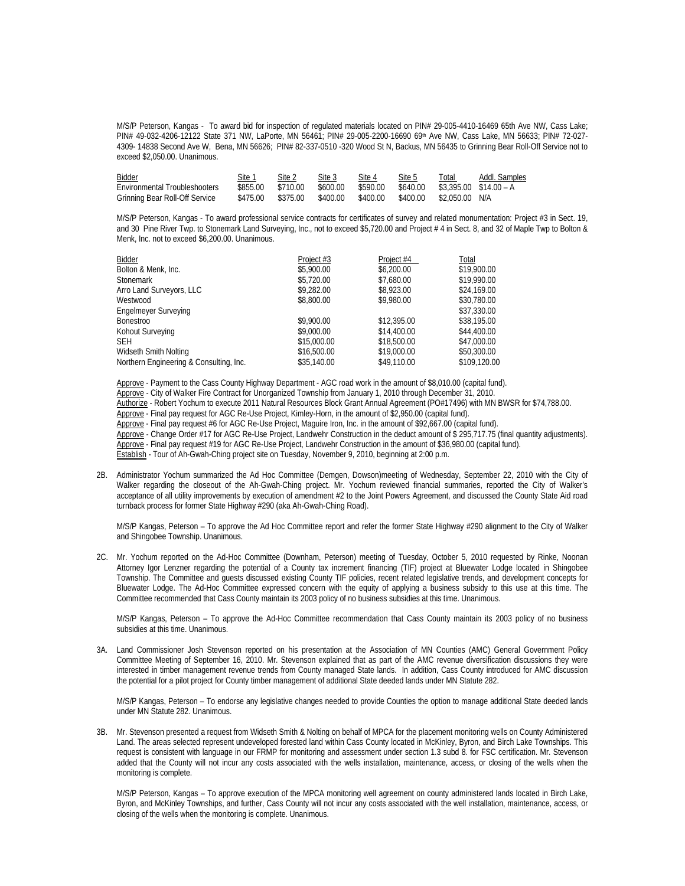M/S/P Peterson, Kangas - To award bid for inspection of regulated materials located on PIN# 29-005-4410-16469 65th Ave NW, Cass Lake; PIN# 49-032-4206-12122 State 371 NW, LaPorte, MN 56461; PIN# 29-005-2200-16690 69th Ave NW, Cass Lake, MN 56633; PIN# 72-027-4309- 14838 Second Ave W, Bena, MN 56626; PIN# 82-337-0510 -320 Wood St N, Backus, MN 56435 to Grinning Bear Roll-Off Service not to exceed $2,050.00. Unanimous.

| Bidder | Site 1 | Site 2 | Site 3 | Site 4 | Site 5 | Total | Addl. Samples |
|---|---|---|---|---|---|---|---|
| Environmental Troubleshooters | $855.00 | $710.00 | $600.00 | $590.00 | $640.00 | $3,395.00 | $14.00 – A |
| Grinning Bear Roll-Off Service | $475.00 | $375.00 | $400.00 | $400.00 | $400.00 | $2,050.00 | N/A |

M/S/P Peterson, Kangas - To award professional service contracts for certificates of survey and related monumentation: Project #3 in Sect. 19, and 30 Pine River Twp. to Stonemark Land Surveying, Inc., not to exceed $5,720.00 and Project # 4 in Sect. 8, and 32 of Maple Twp to Bolton & Menk, Inc. not to exceed $6,200.00. Unanimous.

| Bidder | Project #3 | Project #4 | Total |
|---|---|---|---|
| Bolton & Menk, Inc. | $5,900.00 | $6,200.00 | $19,900.00 |
| Stonemark | $5,720.00 | $7,680.00 | $19,990.00 |
| Arro Land Surveyors, LLC | $9,282.00 | $8,923.00 | $24,169.00 |
| Westwood | $8,800.00 | $9,980.00 | $30,780.00 |
| Engelmeyer Surveying | | | $37,330.00 |
| Bonestroo | $9,900.00 | $12,395.00 | $38,195.00 |
| Kohout Surveying | $9,000.00 | $14,400.00 | $44,400.00 |
| SEH | $15,000.00 | $18,500.00 | $47,000.00 |
| Widseth Smith Nolting | $16,500.00 | $19,000.00 | $50,300.00 |
| Northern Engineering & Consulting, Inc. | $35,140.00 | $49,110.00 | $109,120.00 |

Approve - Payment to the Cass County Highway Department - AGC road work in the amount of $8,010.00 (capital fund).
Approve - City of Walker Fire Contract for Unorganized Township from January 1, 2010 through December 31, 2010.
Authorize - Robert Yochum to execute 2011 Natural Resources Block Grant Annual Agreement (PO#17496) with MN BWSR for $74,788.00.
Approve - Final pay request for AGC Re-Use Project, Kimley-Horn, in the amount of $2,950.00 (capital fund).
Approve - Final pay request #6 for AGC Re-Use Project, Maguire Iron, Inc. in the amount of $92,667.00 (capital fund).
Approve - Change Order #17 for AGC Re-Use Project, Landwehr Construction in the deduct amount of $ 295,717.75 (final quantity adjustments).
Approve - Final pay request #19 for AGC Re-Use Project, Landwehr Construction in the amount of $36,980.00 (capital fund).
Establish - Tour of Ah-Gwah-Ching project site on Tuesday, November 9, 2010, beginning at 2:00 p.m.

2B. Administrator Yochum summarized the Ad Hoc Committee (Demgen, Dowson)meeting of Wednesday, September 22, 2010 with the City of Walker regarding the closeout of the Ah-Gwah-Ching project. Mr. Yochum reviewed financial summaries, reported the City of Walker's acceptance of all utility improvements by execution of amendment #2 to the Joint Powers Agreement, and discussed the County State Aid road turnback process for former State Highway #290 (aka Ah-Gwah-Ching Road).

M/S/P Kangas, Peterson – To approve the Ad Hoc Committee report and refer the former State Highway #290 alignment to the City of Walker and Shingobee Township. Unanimous.

2C. Mr. Yochum reported on the Ad-Hoc Committee (Downham, Peterson) meeting of Tuesday, October 5, 2010 requested by Rinke, Noonan Attorney Igor Lenzner regarding the potential of a County tax increment financing (TIF) project at Bluewater Lodge located in Shingobee Township. The Committee and guests discussed existing County TIF policies, recent related legislative trends, and development concepts for Bluewater Lodge. The Ad-Hoc Committee expressed concern with the equity of applying a business subsidy to this use at this time. The Committee recommended that Cass County maintain its 2003 policy of no business subsidies at this time. Unanimous.

M/S/P Kangas, Peterson – To approve the Ad-Hoc Committee recommendation that Cass County maintain its 2003 policy of no business subsidies at this time. Unanimous.

3A. Land Commissioner Josh Stevenson reported on his presentation at the Association of MN Counties (AMC) General Government Policy Committee Meeting of September 16, 2010. Mr. Stevenson explained that as part of the AMC revenue diversification discussions they were interested in timber management revenue trends from County managed State lands. In addition, Cass County introduced for AMC discussion the potential for a pilot project for County timber management of additional State deeded lands under MN Statute 282.

M/S/P Kangas, Peterson – To endorse any legislative changes needed to provide Counties the option to manage additional State deeded lands under MN Statute 282. Unanimous.

3B. Mr. Stevenson presented a request from Widseth Smith & Nolting on behalf of MPCA for the placement monitoring wells on County Administered Land. The areas selected represent undeveloped forested land within Cass County located in McKinley, Byron, and Birch Lake Townships. This request is consistent with language in our FRMP for monitoring and assessment under section 1.3 subd 8. for FSC certification. Mr. Stevenson added that the County will not incur any costs associated with the wells installation, maintenance, access, or closing of the wells when the monitoring is complete.

M/S/P Peterson, Kangas – To approve execution of the MPCA monitoring well agreement on county administered lands located in Birch Lake, Byron, and McKinley Townships, and further, Cass County will not incur any costs associated with the well installation, maintenance, access, or closing of the wells when the monitoring is complete. Unanimous.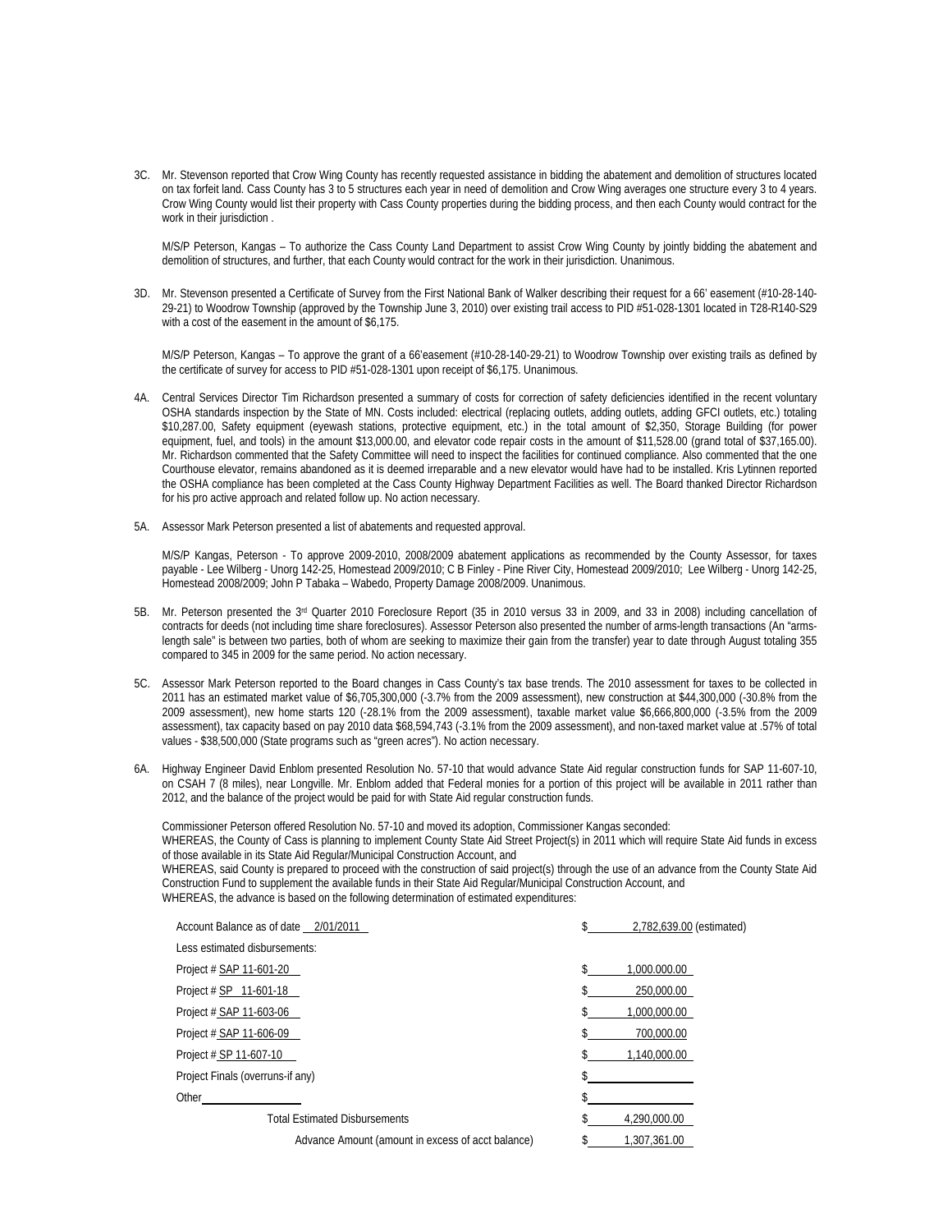3C. Mr. Stevenson reported that Crow Wing County has recently requested assistance in bidding the abatement and demolition of structures located on tax forfeit land. Cass County has 3 to 5 structures each year in need of demolition and Crow Wing averages one structure every 3 to 4 years. Crow Wing County would list their property with Cass County properties during the bidding process, and then each County would contract for the work in their jurisdiction .

M/S/P Peterson, Kangas – To authorize the Cass County Land Department to assist Crow Wing County by jointly bidding the abatement and demolition of structures, and further, that each County would contract for the work in their jurisdiction. Unanimous.

3D. Mr. Stevenson presented a Certificate of Survey from the First National Bank of Walker describing their request for a 66' easement (#10-28-140-29-21) to Woodrow Township (approved by the Township June 3, 2010) over existing trail access to PID #51-028-1301 located in T28-R140-S29 with a cost of the easement in the amount of $6,175.

M/S/P Peterson, Kangas – To approve the grant of a 66'easement (#10-28-140-29-21) to Woodrow Township over existing trails as defined by the certificate of survey for access to PID #51-028-1301 upon receipt of $6,175. Unanimous.

4A. Central Services Director Tim Richardson presented a summary of costs for correction of safety deficiencies identified in the recent voluntary OSHA standards inspection by the State of MN. Costs included: electrical (replacing outlets, adding outlets, adding GFCI outlets, etc.) totaling $10,287.00, Safety equipment (eyewash stations, protective equipment, etc.) in the total amount of $2,350, Storage Building (for power equipment, fuel, and tools) in the amount $13,000.00, and elevator code repair costs in the amount of $11,528.00 (grand total of $37,165.00). Mr. Richardson commented that the Safety Committee will need to inspect the facilities for continued compliance. Also commented that the one Courthouse elevator, remains abandoned as it is deemed irreparable and a new elevator would have had to be installed. Kris Lytinnen reported the OSHA compliance has been completed at the Cass County Highway Department Facilities as well. The Board thanked Director Richardson for his pro active approach and related follow up. No action necessary.

5A. Assessor Mark Peterson presented a list of abatements and requested approval.

M/S/P Kangas, Peterson - To approve 2009-2010, 2008/2009 abatement applications as recommended by the County Assessor, for taxes payable - Lee Wilberg - Unorg 142-25, Homestead 2009/2010; C B Finley - Pine River City, Homestead 2009/2010; Lee Wilberg - Unorg 142-25, Homestead 2008/2009; John P Tabaka – Wabedo, Property Damage 2008/2009. Unanimous.

5B. Mr. Peterson presented the 3rd Quarter 2010 Foreclosure Report (35 in 2010 versus 33 in 2009, and 33 in 2008) including cancellation of contracts for deeds (not including time share foreclosures). Assessor Peterson also presented the number of arms-length transactions (An "arms-length sale" is between two parties, both of whom are seeking to maximize their gain from the transfer) year to date through August totaling 355 compared to 345 in 2009 for the same period. No action necessary.

5C. Assessor Mark Peterson reported to the Board changes in Cass County's tax base trends. The 2010 assessment for taxes to be collected in 2011 has an estimated market value of $6,705,300,000 (-3.7% from the 2009 assessment), new construction at $44,300,000 (-30.8% from the 2009 assessment), new home starts 120 (-28.1% from the 2009 assessment), taxable market value $6,666,800,000 (-3.5% from the 2009 assessment), tax capacity based on pay 2010 data $68,594,743 (-3.1% from the 2009 assessment), and non-taxed market value at .57% of total values - $38,500,000 (State programs such as "green acres"). No action necessary.

6A. Highway Engineer David Enblom presented Resolution No. 57-10 that would advance State Aid regular construction funds for SAP 11-607-10, on CSAH 7 (8 miles), near Longville. Mr. Enblom added that Federal monies for a portion of this project will be available in 2011 rather than 2012, and the balance of the project would be paid for with State Aid regular construction funds.

Commissioner Peterson offered Resolution No. 57-10 and moved its adoption, Commissioner Kangas seconded:
WHEREAS, the County of Cass is planning to implement County State Aid Street Project(s) in 2011 which will require State Aid funds in excess of those available in its State Aid Regular/Municipal Construction Account, and
WHEREAS, said County is prepared to proceed with the construction of said project(s) through the use of an advance from the County State Aid Construction Fund to supplement the available funds in their State Aid Regular/Municipal Construction Account, and
WHEREAS, the advance is based on the following determination of estimated expenditures:

| | |
|---|---|
| Account Balance as of date 2/01/2011 | $ 2,782,639.00 (estimated) |
| Less estimated disbursements: | |
| Project # SAP 11-601-20 | $ 1,000.000.00 |
| Project # SP 11-601-18 | $ 250,000.00 |
| Project # SAP 11-603-06 | $ 1,000,000.00 |
| Project # SAP 11-606-09 | $ 700,000.00 |
| Project # SP 11-607-10 | $ 1,140,000.00 |
| Project Finals (overruns-if any) | $ |
| Other | $ |
| Total Estimated Disbursements | $ 4,290,000.00 |
| Advance Amount (amount in excess of acct balance) | $ 1,307,361.00 |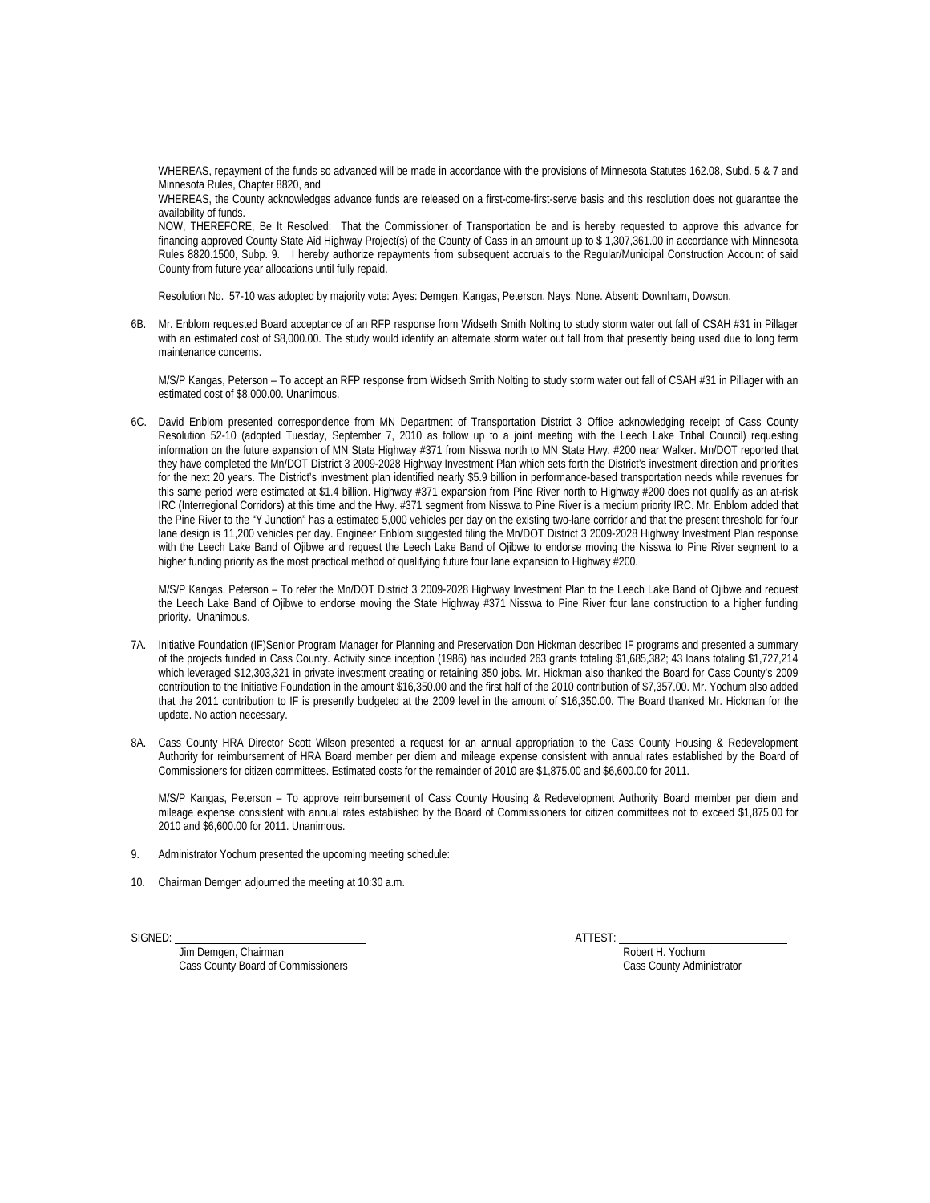WHEREAS, repayment of the funds so advanced will be made in accordance with the provisions of Minnesota Statutes 162.08, Subd. 5 & 7 and Minnesota Rules, Chapter 8820, and

WHEREAS, the County acknowledges advance funds are released on a first-come-first-serve basis and this resolution does not guarantee the availability of funds.

NOW, THEREFORE, Be It Resolved: That the Commissioner of Transportation be and is hereby requested to approve this advance for financing approved County State Aid Highway Project(s) of the County of Cass in an amount up to $ 1,307,361.00 in accordance with Minnesota Rules 8820.1500, Subp. 9. I hereby authorize repayments from subsequent accruals to the Regular/Municipal Construction Account of said County from future year allocations until fully repaid.

Resolution No. 57-10 was adopted by majority vote: Ayes: Demgen, Kangas, Peterson. Nays: None. Absent: Downham, Dowson.

6B. Mr. Enblom requested Board acceptance of an RFP response from Widseth Smith Nolting to study storm water out fall of CSAH #31 in Pillager with an estimated cost of $8,000.00. The study would identify an alternate storm water out fall from that presently being used due to long term maintenance concerns.

M/S/P Kangas, Peterson – To accept an RFP response from Widseth Smith Nolting to study storm water out fall of CSAH #31 in Pillager with an estimated cost of $8,000.00. Unanimous.

6C. David Enblom presented correspondence from MN Department of Transportation District 3 Office acknowledging receipt of Cass County Resolution 52-10 (adopted Tuesday, September 7, 2010 as follow up to a joint meeting with the Leech Lake Tribal Council) requesting information on the future expansion of MN State Highway #371 from Nisswa north to MN State Hwy. #200 near Walker. Mn/DOT reported that they have completed the Mn/DOT District 3 2009-2028 Highway Investment Plan which sets forth the District's investment direction and priorities for the next 20 years. The District's investment plan identified nearly $5.9 billion in performance-based transportation needs while revenues for this same period were estimated at $1.4 billion. Highway #371 expansion from Pine River north to Highway #200 does not qualify as an at-risk IRC (Interregional Corridors) at this time and the Hwy. #371 segment from Nisswa to Pine River is a medium priority IRC. Mr. Enblom added that the Pine River to the "Y Junction" has a estimated 5,000 vehicles per day on the existing two-lane corridor and that the present threshold for four lane design is 11,200 vehicles per day. Engineer Enblom suggested filing the Mn/DOT District 3 2009-2028 Highway Investment Plan response with the Leech Lake Band of Ojibwe and request the Leech Lake Band of Ojibwe to endorse moving the Nisswa to Pine River segment to a higher funding priority as the most practical method of qualifying future four lane expansion to Highway #200.

M/S/P Kangas, Peterson – To refer the Mn/DOT District 3 2009-2028 Highway Investment Plan to the Leech Lake Band of Ojibwe and request the Leech Lake Band of Ojibwe to endorse moving the State Highway #371 Nisswa to Pine River four lane construction to a higher funding priority. Unanimous.

7A. Initiative Foundation (IF)Senior Program Manager for Planning and Preservation Don Hickman described IF programs and presented a summary of the projects funded in Cass County. Activity since inception (1986) has included 263 grants totaling $1,685,382; 43 loans totaling $1,727,214 which leveraged $12,303,321 in private investment creating or retaining 350 jobs. Mr. Hickman also thanked the Board for Cass County's 2009 contribution to the Initiative Foundation in the amount $16,350.00 and the first half of the 2010 contribution of $7,357.00. Mr. Yochum also added that the 2011 contribution to IF is presently budgeted at the 2009 level in the amount of $16,350.00. The Board thanked Mr. Hickman for the update. No action necessary.

8A. Cass County HRA Director Scott Wilson presented a request for an annual appropriation to the Cass County Housing & Redevelopment Authority for reimbursement of HRA Board member per diem and mileage expense consistent with annual rates established by the Board of Commissioners for citizen committees. Estimated costs for the remainder of 2010 are $1,875.00 and $6,600.00 for 2011.

M/S/P Kangas, Peterson – To approve reimbursement of Cass County Housing & Redevelopment Authority Board member per diem and mileage expense consistent with annual rates established by the Board of Commissioners for citizen committees not to exceed $1,875.00 for 2010 and $6,600.00 for 2011. Unanimous.

9. Administrator Yochum presented the upcoming meeting schedule:

10. Chairman Demgen adjourned the meeting at 10:30 a.m.

SIGNED: ______________________________
Jim Demgen, Chairman
Cass County Board of Commissioners

ATTEST: ______________________________
Robert H. Yochum
Cass County Administrator